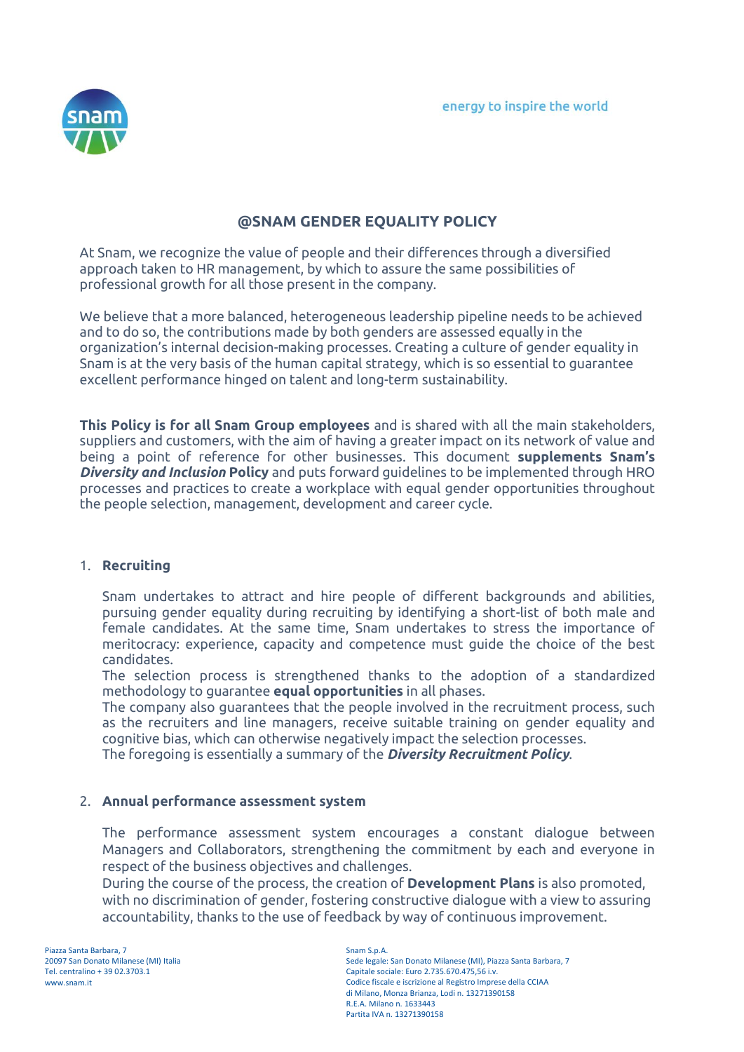# @SNAM GENDER EQUALITY POLICY

At Snam, we recognize the value of people and their differences through a diversified approach taken to HR management, by which to assure the same possibilities of professional growth for all those present in the company.

We believe that a more balanced, heterogeneous leadership pipeline needs to be achieved and to do so, the contributions made by both genders are assessed equally in the organization's internal decision-making processes. Creating a culture of gender equality in Snam is at the very basis of the human capital strategy, which is so essential to guarantee excellent performance hinged on talent and long-term sustainability.

**This Policy is for all Snam Group employees** and is shared with all the main stakeholders, suppliers and customers, with the aim of having a greater impact on its network of value and being a point of reference for other businesses. This document **supplements Snam's *Diversity and Inclusion* Policy** and puts forward guidelines to be implemented through HRO processes and practices to create a workplace with equal gender opportunities throughout the people selection, management, development and career cycle.

1. **Recruiting**

   Snam undertakes to attract and hire people of different backgrounds and abilities, pursuing gender equality during recruiting by identifying a short-list of both male and female candidates. At the same time, Snam undertakes to stress the importance of meritocracy: experience, capacity and competence must guide the choice of the best candidates.
   The selection process is strengthened thanks to the adoption of a standardized methodology to guarantee **equal opportunities** in all phases.
   The company also guarantees that the people involved in the recruitment process, such as the recruiters and line managers, receive suitable training on gender equality and cognitive bias, which can otherwise negatively impact the selection processes.
   The foregoing is essentially a summary of the ***Diversity Recruitment Policy***.

2. **Annual performance assessment system**

   The performance assessment system encourages a constant dialogue between Managers and Collaborators, strengthening the commitment by each and everyone in respect of the business objectives and challenges.
   During the course of the process, the creation of **Development Plans** is also promoted, with no discrimination of gender, fostering constructive dialogue with a view to assuring accountability, thanks to the use of feedback by way of continuous improvement.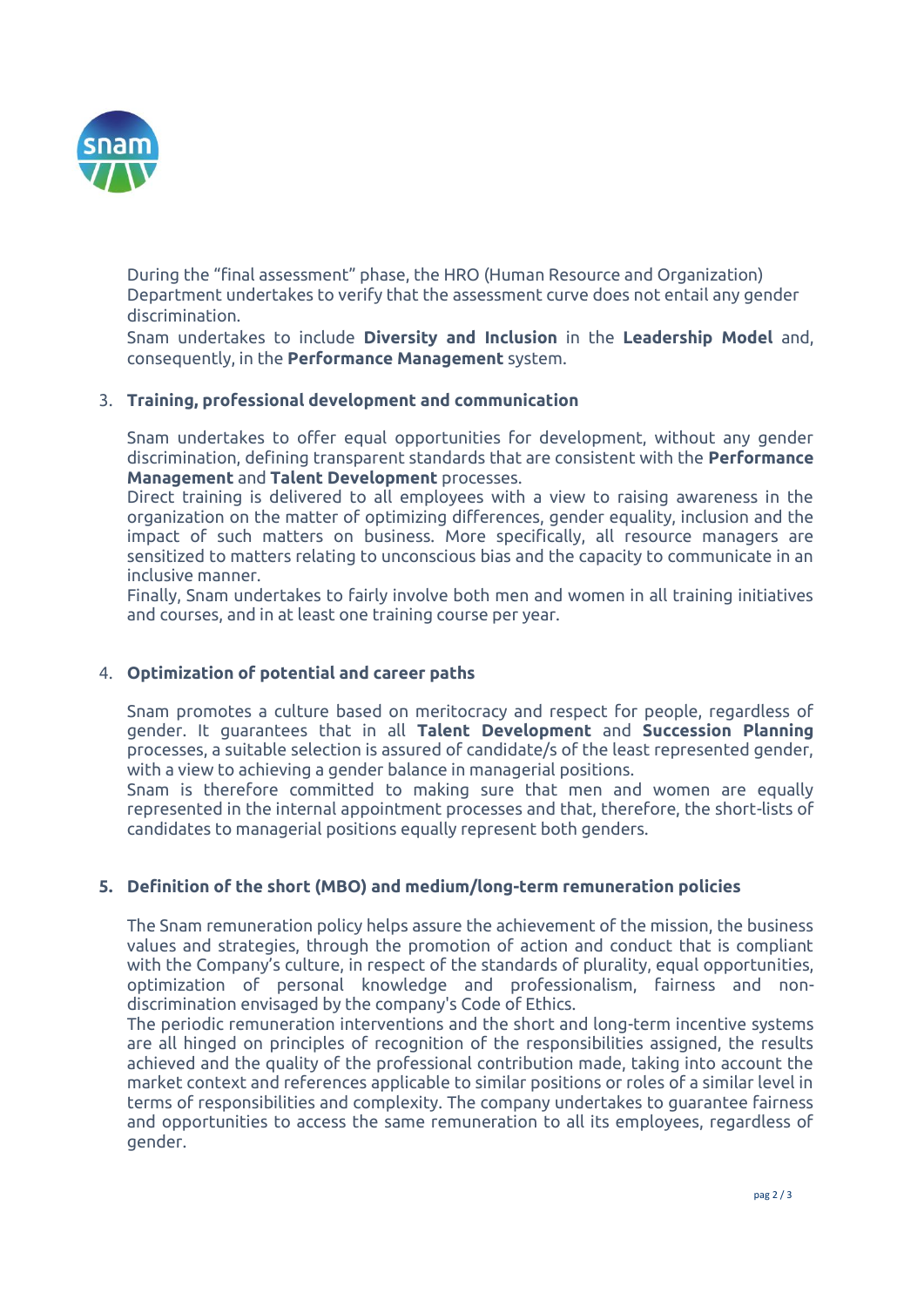During the "final assessment" phase, the HRO (Human Resource and Organization) Department undertakes to verify that the assessment curve does not entail any gender discrimination.
Snam undertakes to include **Diversity and Inclusion** in the **Leadership Model** and, consequently, in the **Performance Management** system.

3. **Training, professional development and communication**

   Snam undertakes to offer equal opportunities for development, without any gender discrimination, defining transparent standards that are consistent with the **Performance Management** and **Talent Development** processes.
   Direct training is delivered to all employees with a view to raising awareness in the organization on the matter of optimizing differences, gender equality, inclusion and the impact of such matters on business. More specifically, all resource managers are sensitized to matters relating to unconscious bias and the capacity to communicate in an inclusive manner.
   Finally, Snam undertakes to fairly involve both men and women in all training initiatives and courses, and in at least one training course per year.

4. **Optimization of potential and career paths**

   Snam promotes a culture based on meritocracy and respect for people, regardless of gender. It guarantees that in all **Talent Development** and **Succession Planning** processes, a suitable selection is assured of candidate/s of the least represented gender, with a view to achieving a gender balance in managerial positions.
   Snam is therefore committed to making sure that men and women are equally represented in the internal appointment processes and that, therefore, the short-lists of candidates to managerial positions equally represent both genders.

5. **Definition of the short (MBO) and medium/long-term remuneration policies**

   The Snam remuneration policy helps assure the achievement of the mission, the business values and strategies, through the promotion of action and conduct that is compliant with the Company's culture, in respect of the standards of plurality, equal opportunities, optimization of personal knowledge and professionalism, fairness and non-discrimination envisaged by the company's Code of Ethics.
   The periodic remuneration interventions and the short and long-term incentive systems are all hinged on principles of recognition of the responsibilities assigned, the results achieved and the quality of the professional contribution made, taking into account the market context and references applicable to similar positions or roles of a similar level in terms of responsibilities and complexity. The company undertakes to guarantee fairness and opportunities to access the same remuneration to all its employees, regardless of gender.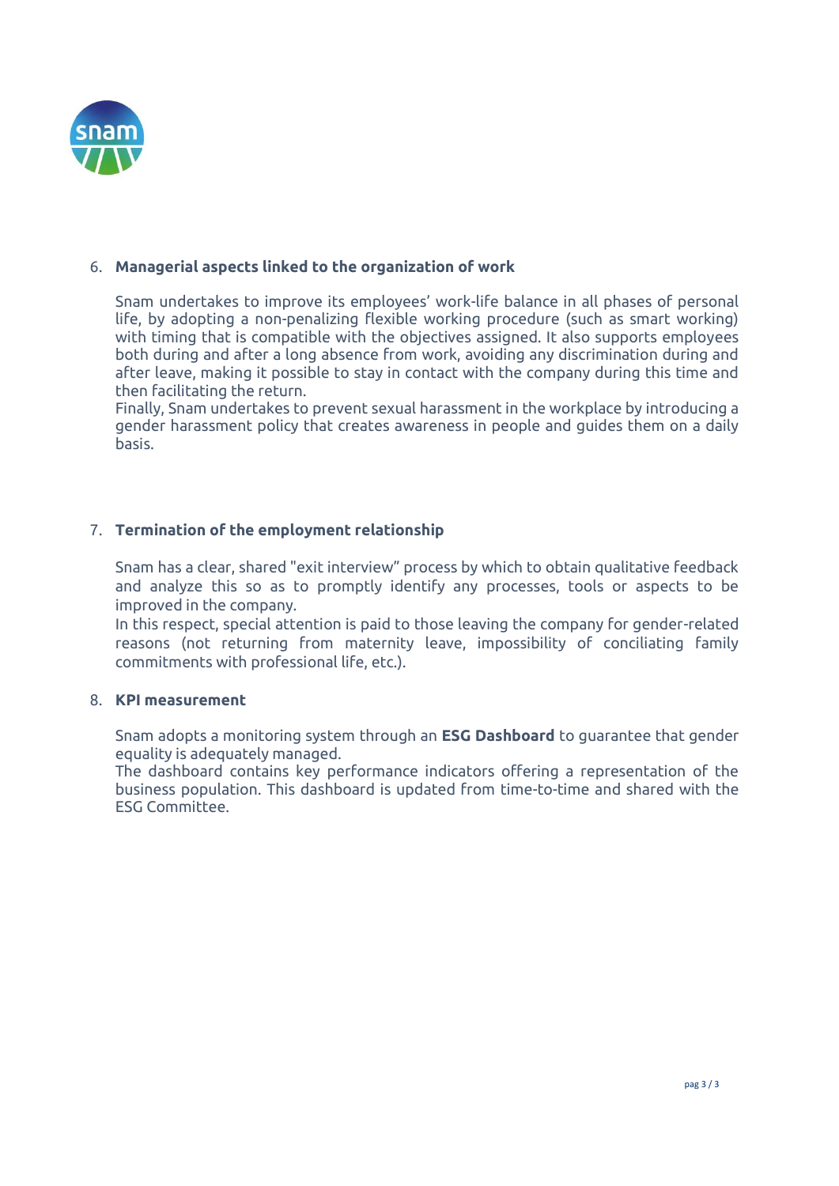6. **Managerial aspects linked to the organization of work**

   Snam undertakes to improve its employees' work-life balance in all phases of personal life, by adopting a non-penalizing flexible working procedure (such as smart working) with timing that is compatible with the objectives assigned. It also supports employees both during and after a long absence from work, avoiding any discrimination during and after leave, making it possible to stay in contact with the company during this time and then facilitating the return.
   Finally, Snam undertakes to prevent sexual harassment in the workplace by introducing a gender harassment policy that creates awareness in people and guides them on a daily basis.

7. **Termination of the employment relationship**

   Snam has a clear, shared "exit interview" process by which to obtain qualitative feedback and analyze this so as to promptly identify any processes, tools or aspects to be improved in the company.
   In this respect, special attention is paid to those leaving the company for gender-related reasons (not returning from maternity leave, impossibility of conciliating family commitments with professional life, etc.).

8. **KPI measurement**

   Snam adopts a monitoring system through an **ESG Dashboard** to guarantee that gender equality is adequately managed.
   The dashboard contains key performance indicators offering a representation of the business population. This dashboard is updated from time-to-time and shared with the ESG Committee.